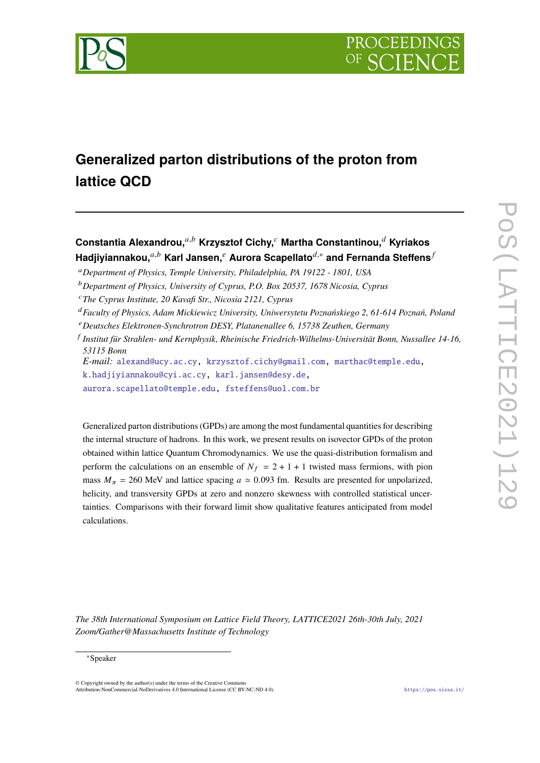# Generalized parton distributions of the proton from lattice QCD

**Constantia Alexandrou,**[a,b] **Krzysztof Cichy,**[c] **Martha Constantinou,**[d] **Kyriakos Hadjiyiannakou,**[a,b] **Karl Jansen,**[e] **Aurora Scapellato**[d,*] **and Fernanda Steffens**[f]

[a] *Department of Physics, Temple University, Philadelphia, PA 19122 - 1801, USA*

[b] *Department of Physics, University of Cyprus, P.O. Box 20537, 1678 Nicosia, Cyprus*

[c] *The Cyprus Institute, 20 Kavafi Str., Nicosia 2121, Cyprus*

[d] *Faculty of Physics, Adam Mickiewicz University, Uniwersytetu Poznańskiego 2, 61-614 Poznań, Poland*

[e] *Deutsches Elektronen-Synchrotron DESY, Platanenallee 6, 15738 Zeuthen, Germany*

[f] *Institut für Strahlen- und Kernphysik, Rheinische Friedrich-Wilhelms-Universität Bonn, Nussallee 14-16, 53115 Bonn*

*E-mail:* alexand@ucy.ac.cy, krzysztof.cichy@gmail.com, marthac@temple.edu, k.hadjiyiannakou@cyi.ac.cy, karl.jansen@desy.de, aurora.scapellato@temple.edu, fsteffens@uol.com.br

Generalized parton distributions (GPDs) are among the most fundamental quantities for describing the internal structure of hadrons. In this work, we present results on isovector GPDs of the proton obtained within lattice Quantum Chromodynamics. We use the quasi-distribution formalism and perform the calculations on an ensemble of $N_f = 2 + 1 + 1$ twisted mass fermions, with pion mass $M_\pi = 260$ MeV and lattice spacing $a \simeq 0.093$ fm. Results are presented for unpolarized, helicity, and transversity GPDs at zero and nonzero skewness with controlled statistical uncertainties. Comparisons with their forward limit show qualitative features anticipated from model calculations.

*The 38th International Symposium on Lattice Field Theory, LATTICE2021 26th-30th July, 2021 Zoom/Gather@Massachusetts Institute of Technology*

*Speaker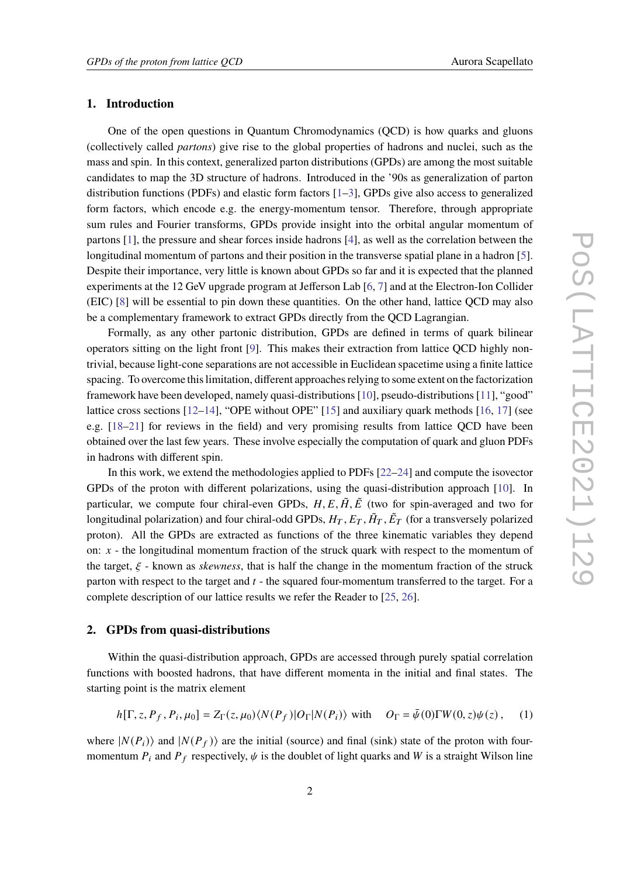## 1. Introduction

One of the open questions in Quantum Chromodynamics (QCD) is how quarks and gluons (collectively called *partons*) give rise to the global properties of hadrons and nuclei, such as the mass and spin. In this context, generalized parton distributions (GPDs) are among the most suitable candidates to map the 3D structure of hadrons. Introduced in the '90s as generalization of parton distribution functions (PDFs) and elastic form factors [1–3], GPDs give also access to generalized form factors, which encode e.g. the energy-momentum tensor. Therefore, through appropriate sum rules and Fourier transforms, GPDs provide insight into the orbital angular momentum of partons [1], the pressure and shear forces inside hadrons [4], as well as the correlation between the longitudinal momentum of partons and their position in the transverse spatial plane in a hadron [5]. Despite their importance, very little is known about GPDs so far and it is expected that the planned experiments at the 12 GeV upgrade program at Jefferson Lab [6, 7] and at the Electron-Ion Collider (EIC) [8] will be essential to pin down these quantities. On the other hand, lattice QCD may also be a complementary framework to extract GPDs directly from the QCD Lagrangian.

Formally, as any other partonic distribution, GPDs are defined in terms of quark bilinear operators sitting on the light front [9]. This makes their extraction from lattice QCD highly non-trivial, because light-cone separations are not accessible in Euclidean spacetime using a finite lattice spacing. To overcome this limitation, different approaches relying to some extent on the factorization framework have been developed, namely quasi-distributions [10], pseudo-distributions [11], "good" lattice cross sections [12–14], "OPE without OPE" [15] and auxiliary quark methods [16, 17] (see e.g. [18–21] for reviews in the field) and very promising results from lattice QCD have been obtained over the last few years. These involve especially the computation of quark and gluon PDFs in hadrons with different spin.

In this work, we extend the methodologies applied to PDFs [22–24] and compute the isovector GPDs of the proton with different polarizations, using the quasi-distribution approach [10]. In particular, we compute four chiral-even GPDs, $H, E, \tilde{H}, \tilde{E}$ (two for spin-averaged and two for longitudinal polarization) and four chiral-odd GPDs, $H_T, E_T, \tilde{H}_T, \tilde{E}_T$ (for a transversely polarized proton). All the GPDs are extracted as functions of the three kinematic variables they depend on: $x$ - the longitudinal momentum fraction of the struck quark with respect to the momentum of the target, $\xi$ - known as *skewness*, that is half the change in the momentum fraction of the struck parton with respect to the target and $t$ - the squared four-momentum transferred to the target. For a complete description of our lattice results we refer the Reader to [25, 26].

## 2. GPDs from quasi-distributions

Within the quasi-distribution approach, GPDs are accessed through purely spatial correlation functions with boosted hadrons, that have different momenta in the initial and final states. The starting point is the matrix element

$$h[\Gamma, z, P_f, P_i, \mu_0] = Z_\Gamma(z, \mu_0)\langle N(P_f)|O_\Gamma|N(P_i)\rangle \text{ with } \quad O_\Gamma = \bar{\psi}(0)\Gamma W(0, z)\psi(z)\,, \quad (1)$$

where $|N(P_i)\rangle$ and $|N(P_f)\rangle$ are the initial (source) and final (sink) state of the proton with four-momentum $P_i$ and $P_f$ respectively, $\psi$ is the doublet of light quarks and $W$ is a straight Wilson line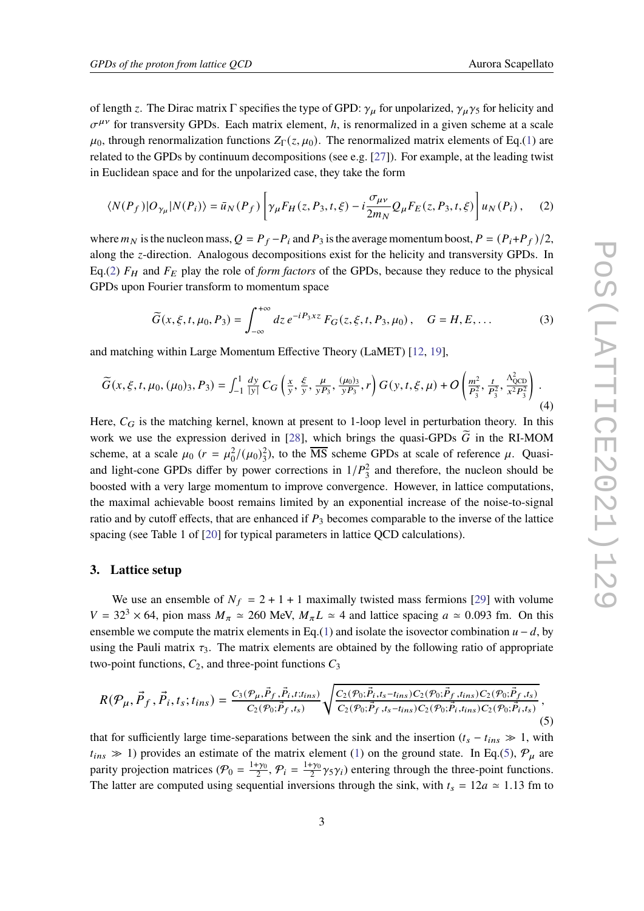of length $z$. The Dirac matrix $\Gamma$ specifies the type of GPD: $\gamma_\mu$ for unpolarized, $\gamma_\mu\gamma_5$ for helicity and $\sigma^{\mu\nu}$ for transversity GPDs. Each matrix element, $h$, is renormalized in a given scheme at a scale $\mu_0$, through renormalization functions $Z_\Gamma(z,\mu_0)$. The renormalized matrix elements of Eq.(1) are related to the GPDs by continuum decompositions (see e.g. [27]). For example, at the leading twist in Euclidean space and for the unpolarized case, they take the form

$$\langle N(P_f)|O_{\gamma_\mu}|N(P_i)\rangle = \bar{u}_N(P_f)\left[\gamma_\mu F_H(z,P_3,t,\xi) - i\frac{\sigma_{\mu\nu}}{2m_N}Q_\mu F_E(z,P_3,t,\xi)\right]u_N(P_i)\,, \tag{2}$$

where $m_N$ is the nucleon mass, $Q = P_f - P_i$ and $P_3$ is the average momentum boost, $P = (P_i + P_f)/2$, along the $z$-direction. Analogous decompositions exist for the helicity and transversity GPDs. In Eq.(2) $F_H$ and $F_E$ play the role of *form factors* of the GPDs, because they reduce to the physical GPDs upon Fourier transform to momentum space

$$\widetilde{G}(x,\xi,t,\mu_0,P_3) = \int_{-\infty}^{+\infty} dz\, e^{-iP_3xz}\, F_G(z,\xi,t,P_3,\mu_0)\,, \quad G = H, E, \ldots \tag{3}$$

and matching within Large Momentum Effective Theory (LaMET) [12, 19],

$$\widetilde{G}(x,\xi,t,\mu_0,(\mu_0)_3,P_3) = \int_{-1}^{1}\frac{dy}{|y|}\, C_G\left(\frac{x}{y},\frac{\xi}{y},\frac{\mu}{yP_3},\frac{(\mu_0)_3}{yP_3},r\right) G(y,t,\xi,\mu) + O\left(\frac{m^2}{P_3^2},\frac{t}{P_3^2},\frac{\Lambda^2_{\rm QCD}}{x^2P_3^2}\right)\,. \tag{4}$$

Here, $C_G$ is the matching kernel, known at present to 1-loop level in perturbation theory. In this work we use the expression derived in [28], which brings the quasi-GPDs $\widetilde{G}$ in the RI-MOM scheme, at a scale $\mu_0$ ($r = \mu_0^2/(\mu_0)_3^2$), to the $\overline{\rm MS}$ scheme GPDs at scale of reference $\mu$. Quasi- and light-cone GPDs differ by power corrections in $1/P_3^2$ and therefore, the nucleon should be boosted with a very large momentum to improve convergence. However, in lattice computations, the maximal achievable boost remains limited by an exponential increase of the noise-to-signal ratio and by cutoff effects, that are enhanced if $P_3$ becomes comparable to the inverse of the lattice spacing (see Table 1 of [20] for typical parameters in lattice QCD calculations).

## 3. Lattice setup

We use an ensemble of $N_f = 2+1+1$ maximally twisted mass fermions [29] with volume $V = 32^3 \times 64$, pion mass $M_\pi \simeq 260$ MeV, $M_\pi L \simeq 4$ and lattice spacing $a \simeq 0.093$ fm. On this ensemble we compute the matrix elements in Eq.(1) and isolate the isovector combination $u-d$, by using the Pauli matrix $\tau_3$. The matrix elements are obtained by the following ratio of appropriate two-point functions, $C_2$, and three-point functions $C_3$

$$R(\mathcal{P}_\mu,\vec{P}_f,\vec{P}_i,t_s;t_{ins}) = \frac{C_3(\mathcal{P}_\mu,\vec{P}_f,\vec{P}_i,t;t_{ins})}{C_2(\mathcal{P}_0;\vec{P}_f,t_s)}\sqrt{\frac{C_2(\mathcal{P}_0;\vec{P}_i,t_s-t_{ins})C_2(\mathcal{P}_0;\vec{P}_f,t_{ins})C_2(\mathcal{P}_0;\vec{P}_f,t_s)}{C_2(\mathcal{P}_0;\vec{P}_f,t_s-t_{ins})C_2(\mathcal{P}_0;\vec{P}_i,t_{ins})C_2(\mathcal{P}_0;\vec{P}_i,t_s)}}\,, \tag{5}$$

that for sufficiently large time-separations between the sink and the insertion ($t_s - t_{ins} \gg 1$, with $t_{ins} \gg 1$) provides an estimate of the matrix element (1) on the ground state. In Eq.(5), $\mathcal{P}_\mu$ are parity projection matrices ($\mathcal{P}_0 = \frac{1+\gamma_0}{2}$, $\mathcal{P}_i = \frac{1+\gamma_0}{2}\gamma_5\gamma_i$) entering through the three-point functions. The latter are computed using sequential inversions through the sink, with $t_s = 12a \simeq 1.13$ fm to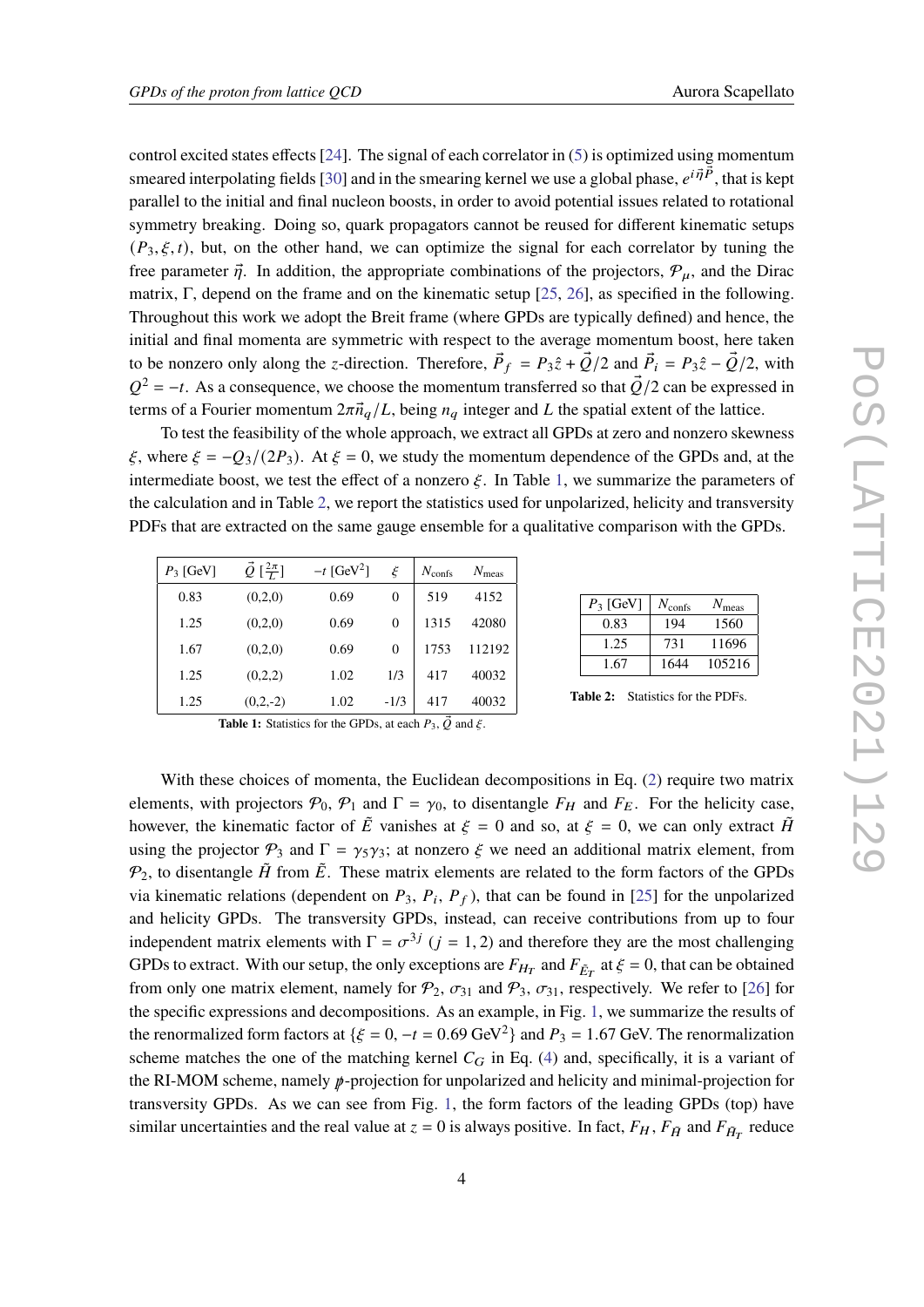control excited states effects [24]. The signal of each correlator in (5) is optimized using momentum smeared interpolating fields [30] and in the smearing kernel we use a global phase, $e^{i\vec{\eta}\vec{P}}$, that is kept parallel to the initial and final nucleon boosts, in order to avoid potential issues related to rotational symmetry breaking. Doing so, quark propagators cannot be reused for different kinematic setups $(P_3, \xi, t)$, but, on the other hand, we can optimize the signal for each correlator by tuning the free parameter $\vec{\eta}$. In addition, the appropriate combinations of the projectors, $\mathcal{P}_\mu$, and the Dirac matrix, $\Gamma$, depend on the frame and on the kinematic setup [25, 26], as specified in the following. Throughout this work we adopt the Breit frame (where GPDs are typically defined) and hence, the initial and final momenta are symmetric with respect to the average momentum boost, here taken to be nonzero only along the $z$-direction. Therefore, $\vec{P}_f = P_3\hat{z} + \vec{Q}/2$ and $\vec{P}_i = P_3\hat{z} - \vec{Q}/2$, with $Q^2 = -t$. As a consequence, we choose the momentum transferred so that $\vec{Q}/2$ can be expressed in terms of a Fourier momentum $2\pi\vec{n}_q/L$, being $n_q$ integer and $L$ the spatial extent of the lattice.

To test the feasibility of the whole approach, we extract all GPDs at zero and nonzero skewness $\xi$, where $\xi = -Q_3/(2P_3)$. At $\xi = 0$, we study the momentum dependence of the GPDs and, at the intermediate boost, we test the effect of a nonzero $\xi$. In Table 1, we summarize the parameters of the calculation and in Table 2, we report the statistics used for unpolarized, helicity and transversity PDFs that are extracted on the same gauge ensemble for a qualitative comparison with the GPDs.

| $P_3$ [GeV] | $\vec{Q}$ $[\frac{2\pi}{L}]$ | $-t$ [GeV$^2$] | $\xi$ | $N_{\rm confs}$ | $N_{\rm meas}$ |
|---|---|---|---|---|---|
| 0.83 | (0,2,0) | 0.69 | 0 | 519 | 4152 |
| 1.25 | (0,2,0) | 0.69 | 0 | 1315 | 42080 |
| 1.67 | (0,2,0) | 0.69 | 0 | 1753 | 112192 |
| 1.25 | (0,2,2) | 1.02 | 1/3 | 417 | 40032 |
| 1.25 | (0,2,-2) | 1.02 | -1/3 | 417 | 40032 |

**Table 1:** Statistics for the GPDs, at each $P_3$, $\vec{Q}$ and $\xi$.

| $P_3$ [GeV] | $N_{\rm confs}$ | $N_{\rm meas}$ |
|---|---|---|
| 0.83 | 194 | 1560 |
| 1.25 | 731 | 11696 |
| 1.67 | 1644 | 105216 |

**Table 2:** Statistics for the PDFs.

With these choices of momenta, the Euclidean decompositions in Eq. (2) require two matrix elements, with projectors $\mathcal{P}_0$, $\mathcal{P}_1$ and $\Gamma = \gamma_0$, to disentangle $F_H$ and $F_E$. For the helicity case, however, the kinematic factor of $\tilde{E}$ vanishes at $\xi = 0$ and so, at $\xi = 0$, we can only extract $\tilde{H}$ using the projector $\mathcal{P}_3$ and $\Gamma = \gamma_5\gamma_3$; at nonzero $\xi$ we need an additional matrix element, from $\mathcal{P}_2$, to disentangle $\tilde{H}$ from $\tilde{E}$. These matrix elements are related to the form factors of the GPDs via kinematic relations (dependent on $P_3$, $P_i$, $P_f$), that can be found in [25] for the unpolarized and helicity GPDs. The transversity GPDs, instead, can receive contributions from up to four independent matrix elements with $\Gamma = \sigma^{3j}$ ($j = 1, 2$) and therefore they are the most challenging GPDs to extract. With our setup, the only exceptions are $F_{H_T}$ and $F_{\tilde{E}_T}$ at $\xi = 0$, that can be obtained from only one matrix element, namely for $\mathcal{P}_2$, $\sigma_{31}$ and $\mathcal{P}_3$, $\sigma_{31}$, respectively. We refer to [26] for the specific expressions and decompositions. As an example, in Fig. 1, we summarize the results of the renormalized form factors at $\{\xi = 0, -t = 0.69 \text{ GeV}^2\}$ and $P_3 = 1.67$ GeV. The renormalization scheme matches the one of the matching kernel $C_G$ in Eq. (4) and, specifically, it is a variant of the RI-MOM scheme, namely $\not{p}$-projection for unpolarized and helicity and minimal-projection for transversity GPDs. As we can see from Fig. 1, the form factors of the leading GPDs (top) have similar uncertainties and the real value at $z = 0$ is always positive. In fact, $F_H$, $F_{\tilde{H}}$ and $F_{\tilde{H}_T}$ reduce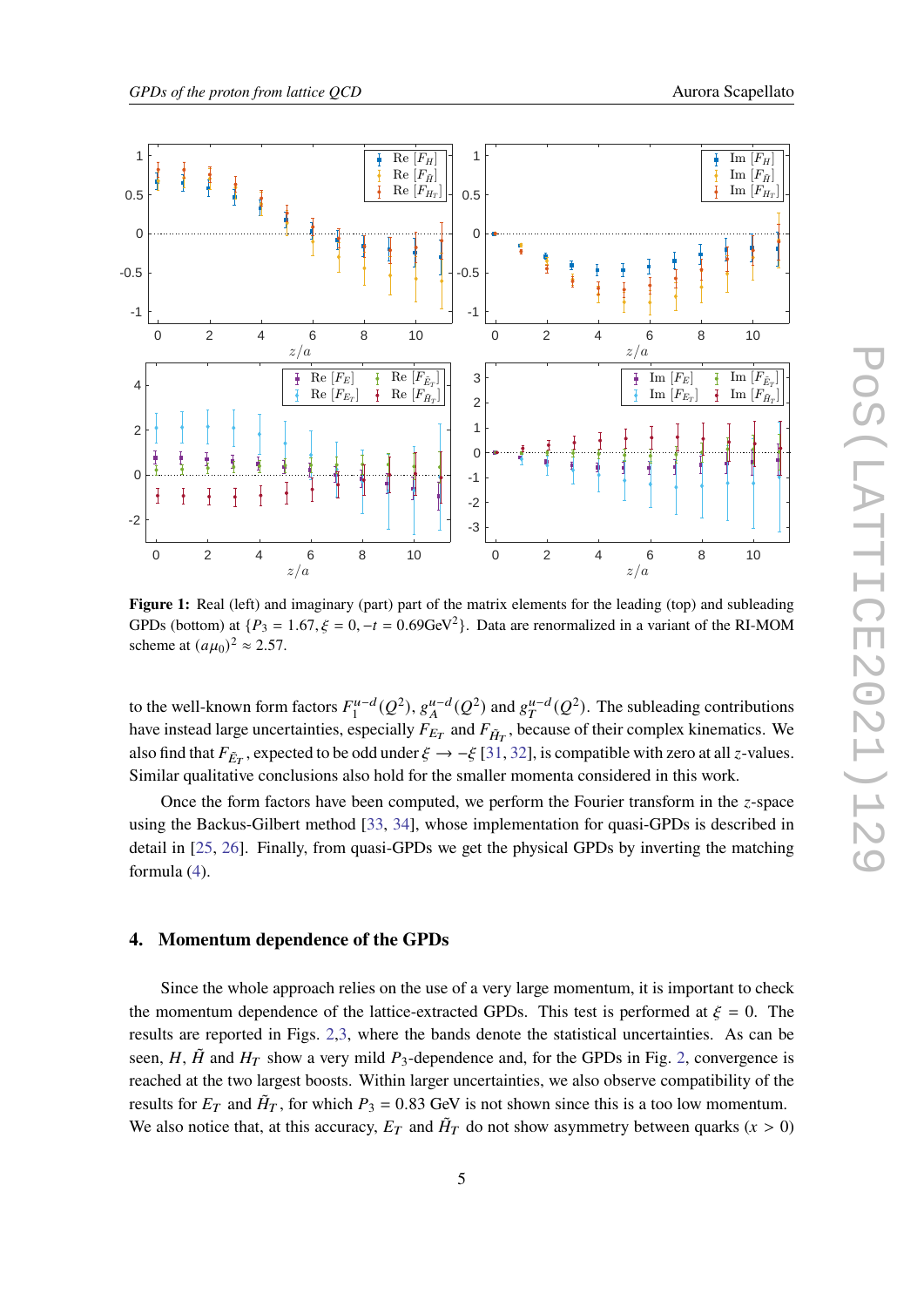**Figure 1:** Real (left) and imaginary (part) part of the matrix elements for the leading (top) and subleading GPDs (bottom) at $\{P_3 = 1.67, \xi = 0, -t = 0.69\text{GeV}^2\}$. Data are renormalized in a variant of the RI-MOM scheme at $(a\mu_0)^2 \approx 2.57$.

to the well-known form factors $F_1^{u-d}(Q^2)$, $g_A^{u-d}(Q^2)$ and $g_T^{u-d}(Q^2)$. The subleading contributions have instead large uncertainties, especially $F_{E_T}$ and $F_{\tilde{H}_T}$, because of their complex kinematics. We also find that $F_{\tilde{E}_T}$, expected to be odd under $\xi \to -\xi$ [31, 32], is compatible with zero at all $z$-values. Similar qualitative conclusions also hold for the smaller momenta considered in this work.

Once the form factors have been computed, we perform the Fourier transform in the $z$-space using the Backus-Gilbert method [33, 34], whose implementation for quasi-GPDs is described in detail in [25, 26]. Finally, from quasi-GPDs we get the physical GPDs by inverting the matching formula (4).

## 4. Momentum dependence of the GPDs

Since the whole approach relies on the use of a very large momentum, it is important to check the momentum dependence of the lattice-extracted GPDs. This test is performed at $\xi = 0$. The results are reported in Figs. 2,3, where the bands denote the statistical uncertainties. As can be seen, $H$, $\tilde{H}$ and $H_T$ show a very mild $P_3$-dependence and, for the GPDs in Fig. 2, convergence is reached at the two largest boosts. Within larger uncertainties, we also observe compatibility of the results for $E_T$ and $\tilde{H}_T$, for which $P_3 = 0.83$ GeV is not shown since this is a too low momentum. We also notice that, at this accuracy, $E_T$ and $\tilde{H}_T$ do not show asymmetry between quarks ($x > 0$)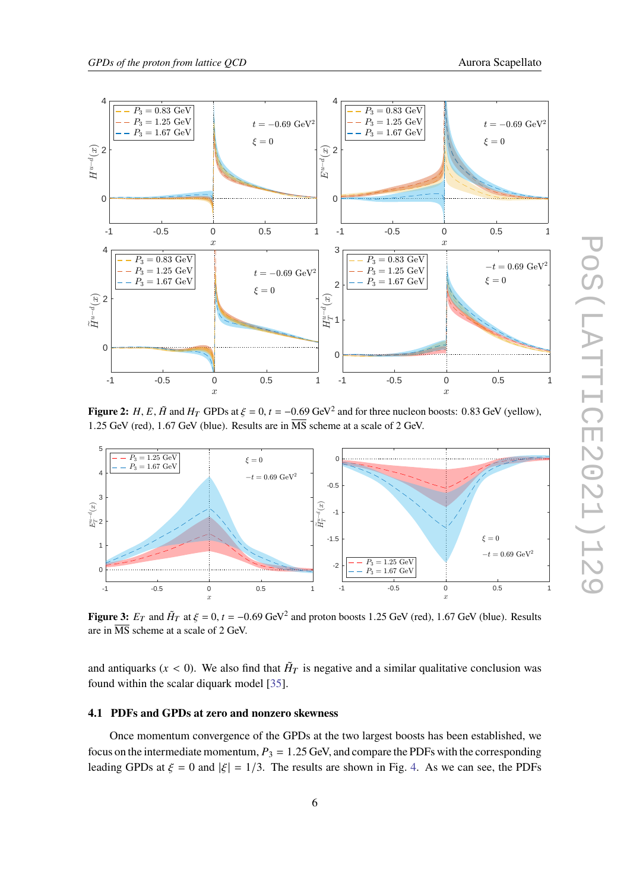**Figure 2:** $H$, $E$, $\tilde{H}$ and $H_T$ GPDs at $\xi = 0$, $t = -0.69$ GeV$^2$ and for three nucleon boosts: 0.83 GeV (yellow), 1.25 GeV (red), 1.67 GeV (blue). Results are in $\overline{\text{MS}}$ scheme at a scale of 2 GeV.

**Figure 3:** $E_T$ and $\tilde{H}_T$ at $\xi = 0$, $t = -0.69$ GeV$^2$ and proton boosts 1.25 GeV (red), 1.67 GeV (blue). Results are in $\overline{\text{MS}}$ scheme at a scale of 2 GeV.

and antiquarks ($x < 0$). We also find that $\tilde{H}_T$ is negative and a similar qualitative conclusion was found within the scalar diquark model [35].

### 4.1 PDFs and GPDs at zero and nonzero skewness

Once momentum convergence of the GPDs at the two largest boosts has been established, we focus on the intermediate momentum, $P_3 = 1.25$ GeV, and compare the PDFs with the corresponding leading GPDs at $\xi = 0$ and $|\xi| = 1/3$. The results are shown in Fig. 4. As we can see, the PDFs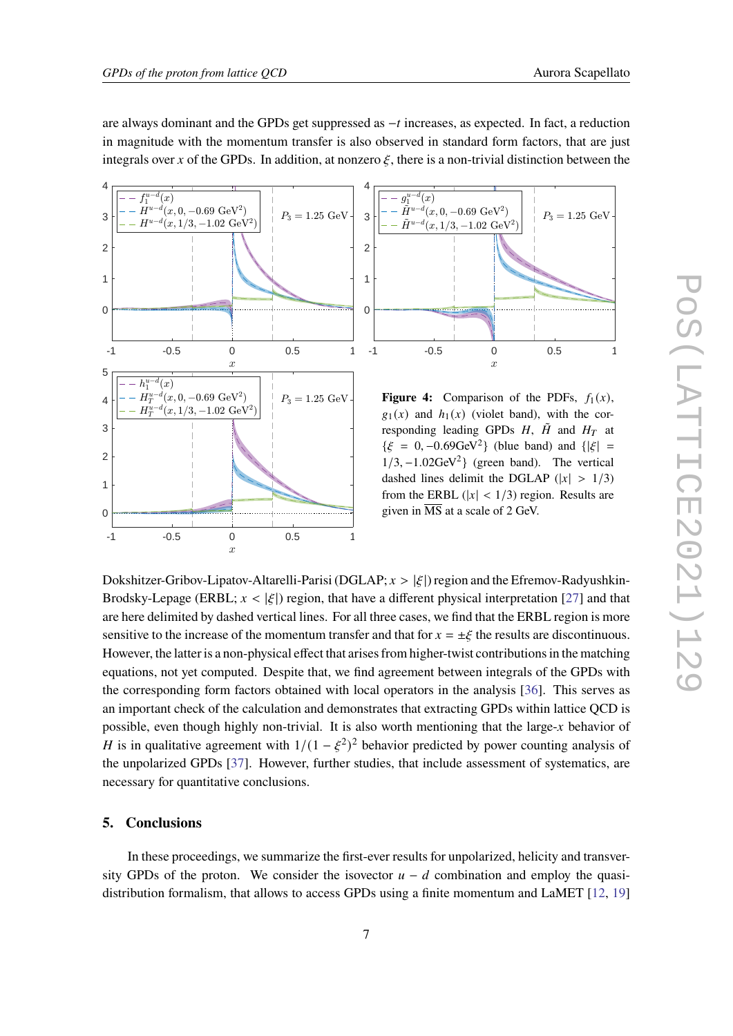are always dominant and the GPDs get suppressed as $-t$ increases, as expected. In fact, a reduction in magnitude with the momentum transfer is also observed in standard form factors, that are just integrals over $x$ of the GPDs. In addition, at nonzero $\xi$, there is a non-trivial distinction between the

**Figure 4:** Comparison of the PDFs, $f_1(x)$, $g_1(x)$ and $h_1(x)$ (violet band), with the corresponding leading GPDs $H$, $\tilde{H}$ and $H_T$ at $\{\xi = 0, -0.69\text{GeV}^2\}$ (blue band) and $\{|\xi| = 1/3, -1.02\text{GeV}^2\}$ (green band). The vertical dashed lines delimit the DGLAP ($|x| > 1/3$) from the ERBL ($|x| < 1/3$) region. Results are given in $\overline{\text{MS}}$ at a scale of 2 GeV.

Dokshitzer-Gribov-Lipatov-Altarelli-Parisi (DGLAP; $x > |\xi|$) region and the Efremov-Radyushkin-Brodsky-Lepage (ERBL; $x < |\xi|$) region, that have a different physical interpretation [27] and that are here delimited by dashed vertical lines. For all three cases, we find that the ERBL region is more sensitive to the increase of the momentum transfer and that for $x = \pm\xi$ the results are discontinuous. However, the latter is a non-physical effect that arises from higher-twist contributions in the matching equations, not yet computed. Despite that, we find agreement between integrals of the GPDs with the corresponding form factors obtained with local operators in the analysis [36]. This serves as an important check of the calculation and demonstrates that extracting GPDs within lattice QCD is possible, even though highly non-trivial. It is also worth mentioning that the large-$x$ behavior of $H$ is in qualitative agreement with $1/(1-\xi^2)^2$ behavior predicted by power counting analysis of the unpolarized GPDs [37]. However, further studies, that include assessment of systematics, are necessary for quantitative conclusions.

## 5. Conclusions

In these proceedings, we summarize the first-ever results for unpolarized, helicity and transversity GPDs of the proton. We consider the isovector $u - d$ combination and employ the quasi-distribution formalism, that allows to access GPDs using a finite momentum and LaMET [12, 19]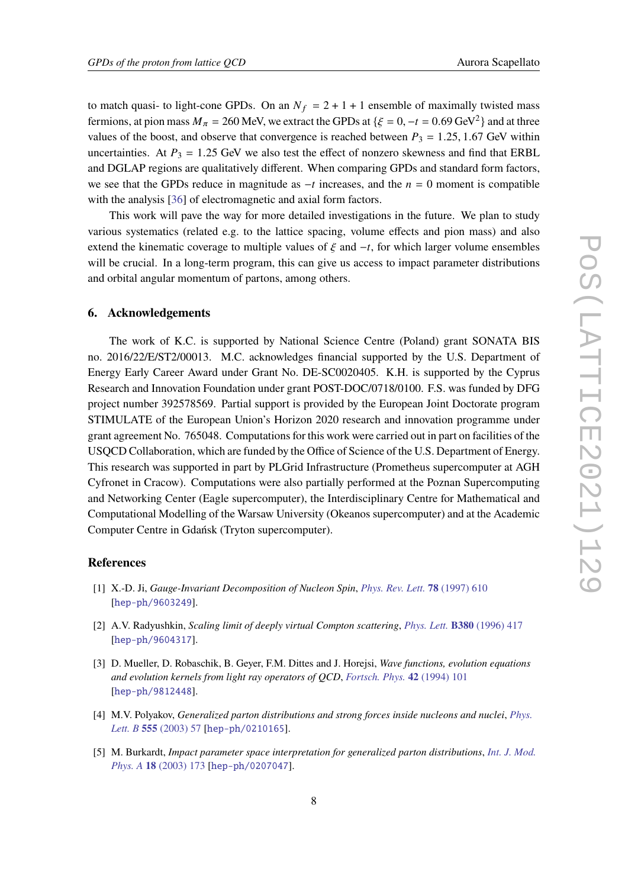to match quasi- to light-cone GPDs. On an $N_f = 2+1+1$ ensemble of maximally twisted mass fermions, at pion mass $M_\pi = 260$ MeV, we extract the GPDs at $\{\xi = 0, -t = 0.69\,\text{GeV}^2\}$ and at three values of the boost, and observe that convergence is reached between $P_3 = 1.25, 1.67$ GeV within uncertainties. At $P_3 = 1.25$ GeV we also test the effect of nonzero skewness and find that ERBL and DGLAP regions are qualitatively different. When comparing GPDs and standard form factors, we see that the GPDs reduce in magnitude as $-t$ increases, and the $n = 0$ moment is compatible with the analysis [36] of electromagnetic and axial form factors.

This work will pave the way for more detailed investigations in the future. We plan to study various systematics (related e.g. to the lattice spacing, volume effects and pion mass) and also extend the kinematic coverage to multiple values of $\xi$ and $-t$, for which larger volume ensembles will be crucial. In a long-term program, this can give us access to impact parameter distributions and orbital angular momentum of partons, among others.

## 6. Acknowledgements

The work of K.C. is supported by National Science Centre (Poland) grant SONATA BIS no. 2016/22/E/ST2/00013. M.C. acknowledges financial supported by the U.S. Department of Energy Early Career Award under Grant No. DE-SC0020405. K.H. is supported by the Cyprus Research and Innovation Foundation under grant POST-DOC/0718/0100. F.S. was funded by DFG project number 392578569. Partial support is provided by the European Joint Doctorate program STIMULATE of the European Union's Horizon 2020 research and innovation programme under grant agreement No. 765048. Computations for this work were carried out in part on facilities of the USQCD Collaboration, which are funded by the Office of Science of the U.S. Department of Energy. This research was supported in part by PLGrid Infrastructure (Prometheus supercomputer at AGH Cyfronet in Cracow). Computations were also partially performed at the Poznan Supercomputing and Networking Center (Eagle supercomputer), the Interdisciplinary Centre for Mathematical and Computational Modelling of the Warsaw University (Okeanos supercomputer) and at the Academic Computer Centre in Gdańsk (Tryton supercomputer).

## References

[1] X.-D. Ji, *Gauge-Invariant Decomposition of Nucleon Spin*, *Phys. Rev. Lett.* **78** (1997) 610 [hep-ph/9603249].

[2] A.V. Radyushkin, *Scaling limit of deeply virtual Compton scattering*, *Phys. Lett.* **B380** (1996) 417 [hep-ph/9604317].

[3] D. Mueller, D. Robaschik, B. Geyer, F.M. Dittes and J. Horejsi, *Wave functions, evolution equations and evolution kernels from light ray operators of QCD*, *Fortsch. Phys.* **42** (1994) 101 [hep-ph/9812448].

[4] M.V. Polyakov, *Generalized parton distributions and strong forces inside nucleons and nuclei*, *Phys. Lett. B* **555** (2003) 57 [hep-ph/0210165].

[5] M. Burkardt, *Impact parameter space interpretation for generalized parton distributions*, *Int. J. Mod. Phys. A* **18** (2003) 173 [hep-ph/0207047].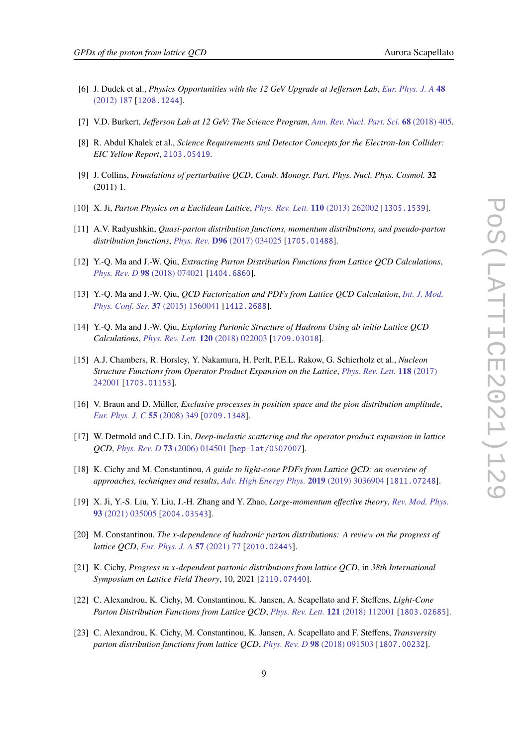[6] J. Dudek et al., *Physics Opportunities with the 12 GeV Upgrade at Jefferson Lab*, *Eur. Phys. J. A* **48** (2012) 187 [1208.1244].

[7] V.D. Burkert, *Jefferson Lab at 12 GeV: The Science Program*, *Ann. Rev. Nucl. Part. Sci.* **68** (2018) 405.

[8] R. Abdul Khalek et al., *Science Requirements and Detector Concepts for the Electron-Ion Collider: EIC Yellow Report*, 2103.05419.

[9] J. Collins, *Foundations of perturbative QCD*, *Camb. Monogr. Part. Phys. Nucl. Phys. Cosmol.* **32** (2011) 1.

[10] X. Ji, *Parton Physics on a Euclidean Lattice*, *Phys. Rev. Lett.* **110** (2013) 262002 [1305.1539].

[11] A.V. Radyushkin, *Quasi-parton distribution functions, momentum distributions, and pseudo-parton distribution functions*, *Phys. Rev.* **D96** (2017) 034025 [1705.01488].

[12] Y.-Q. Ma and J.-W. Qiu, *Extracting Parton Distribution Functions from Lattice QCD Calculations*, *Phys. Rev. D* **98** (2018) 074021 [1404.6860].

[13] Y.-Q. Ma and J.-W. Qiu, *QCD Factorization and PDFs from Lattice QCD Calculation*, *Int. J. Mod. Phys. Conf. Ser.* **37** (2015) 1560041 [1412.2688].

[14] Y.-Q. Ma and J.-W. Qiu, *Exploring Partonic Structure of Hadrons Using ab initio Lattice QCD Calculations*, *Phys. Rev. Lett.* **120** (2018) 022003 [1709.03018].

[15] A.J. Chambers, R. Horsley, Y. Nakamura, H. Perlt, P.E.L. Rakow, G. Schierholz et al., *Nucleon Structure Functions from Operator Product Expansion on the Lattice*, *Phys. Rev. Lett.* **118** (2017) 242001 [1703.01153].

[16] V. Braun and D. Müller, *Exclusive processes in position space and the pion distribution amplitude*, *Eur. Phys. J. C* **55** (2008) 349 [0709.1348].

[17] W. Detmold and C.J.D. Lin, *Deep-inelastic scattering and the operator product expansion in lattice QCD*, *Phys. Rev. D* **73** (2006) 014501 [hep-lat/0507007].

[18] K. Cichy and M. Constantinou, *A guide to light-cone PDFs from Lattice QCD: an overview of approaches, techniques and results*, *Adv. High Energy Phys.* **2019** (2019) 3036904 [1811.07248].

[19] X. Ji, Y.-S. Liu, Y. Liu, J.-H. Zhang and Y. Zhao, *Large-momentum effective theory*, *Rev. Mod. Phys.* **93** (2021) 035005 [2004.03543].

[20] M. Constantinou, *The x-dependence of hadronic parton distributions: A review on the progress of lattice QCD*, *Eur. Phys. J. A* **57** (2021) 77 [2010.02445].

[21] K. Cichy, *Progress in x-dependent partonic distributions from lattice QCD*, in *38th International Symposium on Lattice Field Theory*, 10, 2021 [2110.07440].

[22] C. Alexandrou, K. Cichy, M. Constantinou, K. Jansen, A. Scapellato and F. Steffens, *Light-Cone Parton Distribution Functions from Lattice QCD*, *Phys. Rev. Lett.* **121** (2018) 112001 [1803.02685].

[23] C. Alexandrou, K. Cichy, M. Constantinou, K. Jansen, A. Scapellato and F. Steffens, *Transversity parton distribution functions from lattice QCD*, *Phys. Rev. D* **98** (2018) 091503 [1807.00232].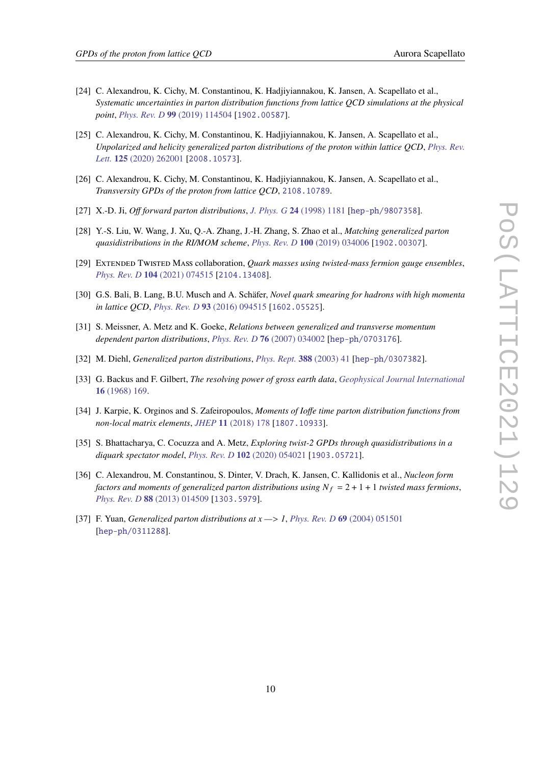[24] C. Alexandrou, K. Cichy, M. Constantinou, K. Hadjiyiannakou, K. Jansen, A. Scapellato et al., *Systematic uncertainties in parton distribution functions from lattice QCD simulations at the physical point*, *Phys. Rev. D* **99** (2019) 114504 [1902.00587].

[25] C. Alexandrou, K. Cichy, M. Constantinou, K. Hadjiyiannakou, K. Jansen, A. Scapellato et al., *Unpolarized and helicity generalized parton distributions of the proton within lattice QCD*, *Phys. Rev. Lett.* **125** (2020) 262001 [2008.10573].

[26] C. Alexandrou, K. Cichy, M. Constantinou, K. Hadjiyiannakou, K. Jansen, A. Scapellato et al., *Transversity GPDs of the proton from lattice QCD*, 2108.10789.

[27] X.-D. Ji, *Off forward parton distributions*, *J. Phys. G* **24** (1998) 1181 [hep-ph/9807358].

[28] Y.-S. Liu, W. Wang, J. Xu, Q.-A. Zhang, J.-H. Zhang, S. Zhao et al., *Matching generalized parton quasidistributions in the RI/MOM scheme*, *Phys. Rev. D* **100** (2019) 034006 [1902.00307].

[29] Extended Twisted Mass collaboration, *Quark masses using twisted-mass fermion gauge ensembles*, *Phys. Rev. D* **104** (2021) 074515 [2104.13408].

[30] G.S. Bali, B. Lang, B.U. Musch and A. Schäfer, *Novel quark smearing for hadrons with high momenta in lattice QCD*, *Phys. Rev. D* **93** (2016) 094515 [1602.05525].

[31] S. Meissner, A. Metz and K. Goeke, *Relations between generalized and transverse momentum dependent parton distributions*, *Phys. Rev. D* **76** (2007) 034002 [hep-ph/0703176].

[32] M. Diehl, *Generalized parton distributions*, *Phys. Rept.* **388** (2003) 41 [hep-ph/0307382].

[33] G. Backus and F. Gilbert, *The resolving power of gross earth data*, *Geophysical Journal International* **16** (1968) 169.

[34] J. Karpie, K. Orginos and S. Zafeiropoulos, *Moments of Ioffe time parton distribution functions from non-local matrix elements*, *JHEP* **11** (2018) 178 [1807.10933].

[35] S. Bhattacharya, C. Cocuzza and A. Metz, *Exploring twist-2 GPDs through quasidistributions in a diquark spectator model*, *Phys. Rev. D* **102** (2020) 054021 [1903.05721].

[36] C. Alexandrou, M. Constantinou, S. Dinter, V. Drach, K. Jansen, C. Kallidonis et al., *Nucleon form factors and moments of generalized parton distributions using $N_f = 2 + 1 + 1$ twisted mass fermions*, *Phys. Rev. D* **88** (2013) 014509 [1303.5979].

[37] F. Yuan, *Generalized parton distributions at x —> 1*, *Phys. Rev. D* **69** (2004) 051501 [hep-ph/0311288].